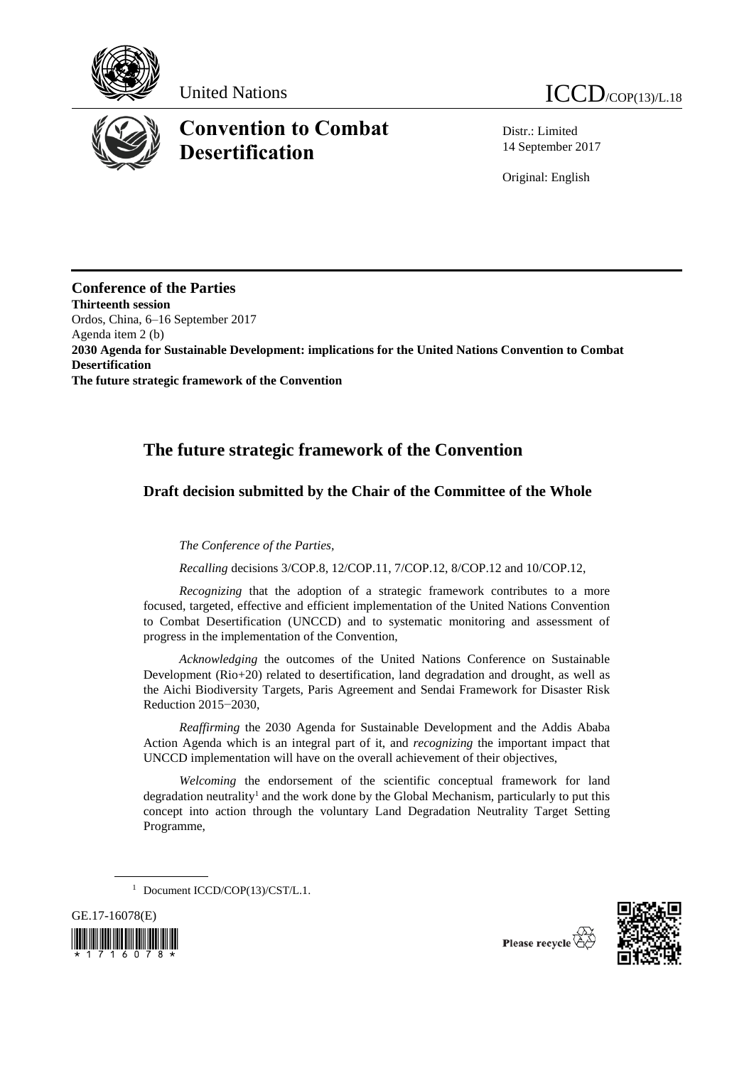United Nations

ICCD/COP(13)/L.18

# Convention to Combat Desertification

Distr.: Limited
14 September 2017

Original: English

**Conference of the Parties**
**Thirteenth session**
Ordos, China, 6–16 September 2017
Agenda item 2 (b)
**2030 Agenda for Sustainable Development: implications for the United Nations Convention to Combat Desertification**
**The future strategic framework of the Convention**

## The future strategic framework of the Convention

### Draft decision submitted by the Chair of the Committee of the Whole

*The Conference of the Parties,*

*Recalling* decisions 3/COP.8, 12/COP.11, 7/COP.12, 8/COP.12 and 10/COP.12,

*Recognizing* that the adoption of a strategic framework contributes to a more focused, targeted, effective and efficient implementation of the United Nations Convention to Combat Desertification (UNCCD) and to systematic monitoring and assessment of progress in the implementation of the Convention,

*Acknowledging* the outcomes of the United Nations Conference on Sustainable Development (Rio+20) related to desertification, land degradation and drought, as well as the Aichi Biodiversity Targets, Paris Agreement and Sendai Framework for Disaster Risk Reduction 2015−2030,

*Reaffirming* the 2030 Agenda for Sustainable Development and the Addis Ababa Action Agenda which is an integral part of it, and *recognizing* the important impact that UNCCD implementation will have on the overall achievement of their objectives,

*Welcoming* the endorsement of the scientific conceptual framework for land degradation neutrality[1] and the work done by the Global Mechanism, particularly to put this concept into action through the voluntary Land Degradation Neutrality Target Setting Programme,

[1] Document ICCD/COP(13)/CST/L.1.

GE.17-16078(E)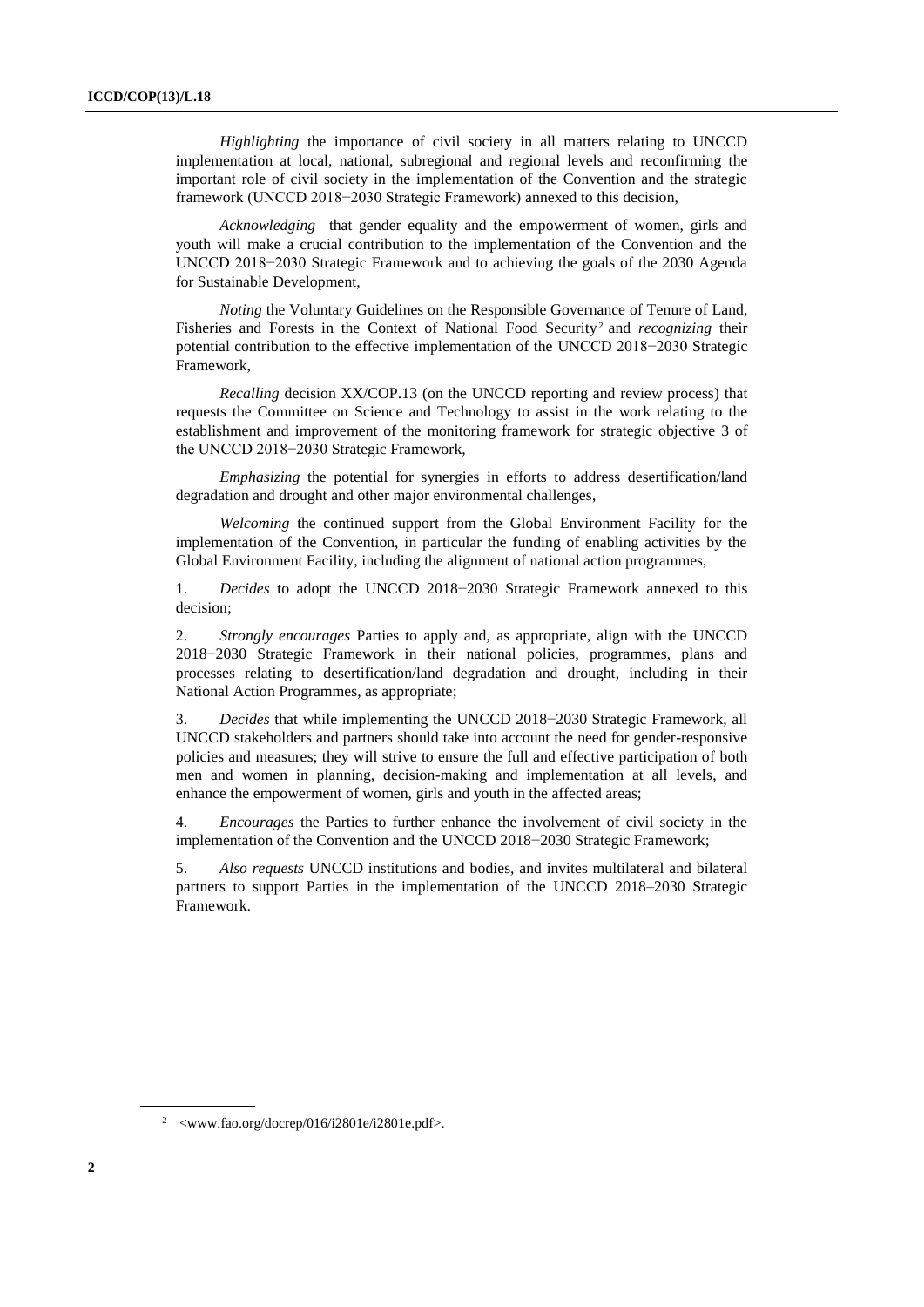*Highlighting* the importance of civil society in all matters relating to UNCCD implementation at local, national, subregional and regional levels and reconfirming the important role of civil society in the implementation of the Convention and the strategic framework (UNCCD 2018−2030 Strategic Framework) annexed to this decision,

*Acknowledging* that gender equality and the empowerment of women, girls and youth will make a crucial contribution to the implementation of the Convention and the UNCCD 2018−2030 Strategic Framework and to achieving the goals of the 2030 Agenda for Sustainable Development,

*Noting* the Voluntary Guidelines on the Responsible Governance of Tenure of Land, Fisheries and Forests in the Context of National Food Security[2] and *recognizing* their potential contribution to the effective implementation of the UNCCD 2018−2030 Strategic Framework,

*Recalling* decision XX/COP.13 (on the UNCCD reporting and review process) that requests the Committee on Science and Technology to assist in the work relating to the establishment and improvement of the monitoring framework for strategic objective 3 of the UNCCD 2018−2030 Strategic Framework,

*Emphasizing* the potential for synergies in efforts to address desertification/land degradation and drought and other major environmental challenges,

*Welcoming* the continued support from the Global Environment Facility for the implementation of the Convention, in particular the funding of enabling activities by the Global Environment Facility, including the alignment of national action programmes,

1. *Decides* to adopt the UNCCD 2018−2030 Strategic Framework annexed to this decision;

2. *Strongly encourages* Parties to apply and, as appropriate, align with the UNCCD 2018−2030 Strategic Framework in their national policies, programmes, plans and processes relating to desertification/land degradation and drought, including in their National Action Programmes, as appropriate;

3. *Decides* that while implementing the UNCCD 2018−2030 Strategic Framework, all UNCCD stakeholders and partners should take into account the need for gender-responsive policies and measures; they will strive to ensure the full and effective participation of both men and women in planning, decision-making and implementation at all levels, and enhance the empowerment of women, girls and youth in the affected areas;

4. *Encourages* the Parties to further enhance the involvement of civil society in the implementation of the Convention and the UNCCD 2018−2030 Strategic Framework;

5. *Also requests* UNCCD institutions and bodies, and invites multilateral and bilateral partners to support Parties in the implementation of the UNCCD 2018–2030 Strategic Framework.

---

[2] <www.fao.org/docrep/016/i2801e/i2801e.pdf>.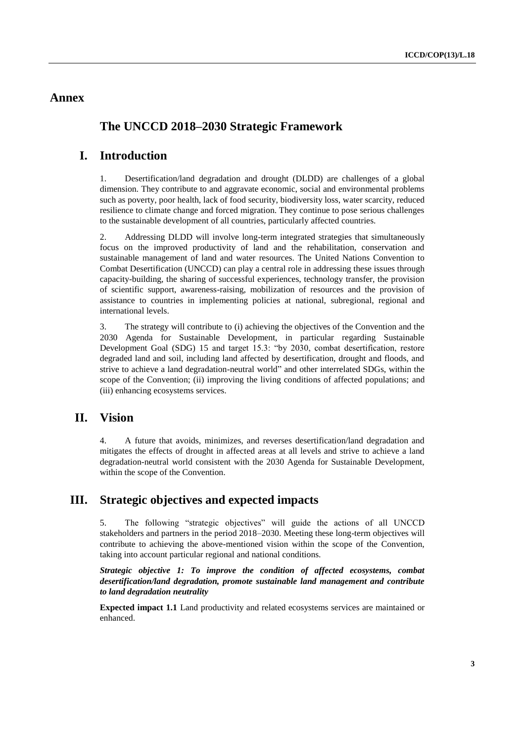# Annex

## The UNCCD 2018–2030 Strategic Framework

## I. Introduction

1. Desertification/land degradation and drought (DLDD) are challenges of a global dimension. They contribute to and aggravate economic, social and environmental problems such as poverty, poor health, lack of food security, biodiversity loss, water scarcity, reduced resilience to climate change and forced migration. They continue to pose serious challenges to the sustainable development of all countries, particularly affected countries.

2. Addressing DLDD will involve long-term integrated strategies that simultaneously focus on the improved productivity of land and the rehabilitation, conservation and sustainable management of land and water resources. The United Nations Convention to Combat Desertification (UNCCD) can play a central role in addressing these issues through capacity-building, the sharing of successful experiences, technology transfer, the provision of scientific support, awareness-raising, mobilization of resources and the provision of assistance to countries in implementing policies at national, subregional, regional and international levels.

3. The strategy will contribute to (i) achieving the objectives of the Convention and the 2030 Agenda for Sustainable Development, in particular regarding Sustainable Development Goal (SDG) 15 and target 15.3: "by 2030, combat desertification, restore degraded land and soil, including land affected by desertification, drought and floods, and strive to achieve a land degradation-neutral world" and other interrelated SDGs, within the scope of the Convention; (ii) improving the living conditions of affected populations; and (iii) enhancing ecosystems services.

## II. Vision

4. A future that avoids, minimizes, and reverses desertification/land degradation and mitigates the effects of drought in affected areas at all levels and strive to achieve a land degradation-neutral world consistent with the 2030 Agenda for Sustainable Development, within the scope of the Convention.

## III. Strategic objectives and expected impacts

5. The following "strategic objectives" will guide the actions of all UNCCD stakeholders and partners in the period 2018–2030. Meeting these long-term objectives will contribute to achieving the above-mentioned vision within the scope of the Convention, taking into account particular regional and national conditions.

***Strategic objective 1: To improve the condition of affected ecosystems, combat desertification/land degradation, promote sustainable land management and contribute to land degradation neutrality***

**Expected impact 1.1** Land productivity and related ecosystems services are maintained or enhanced.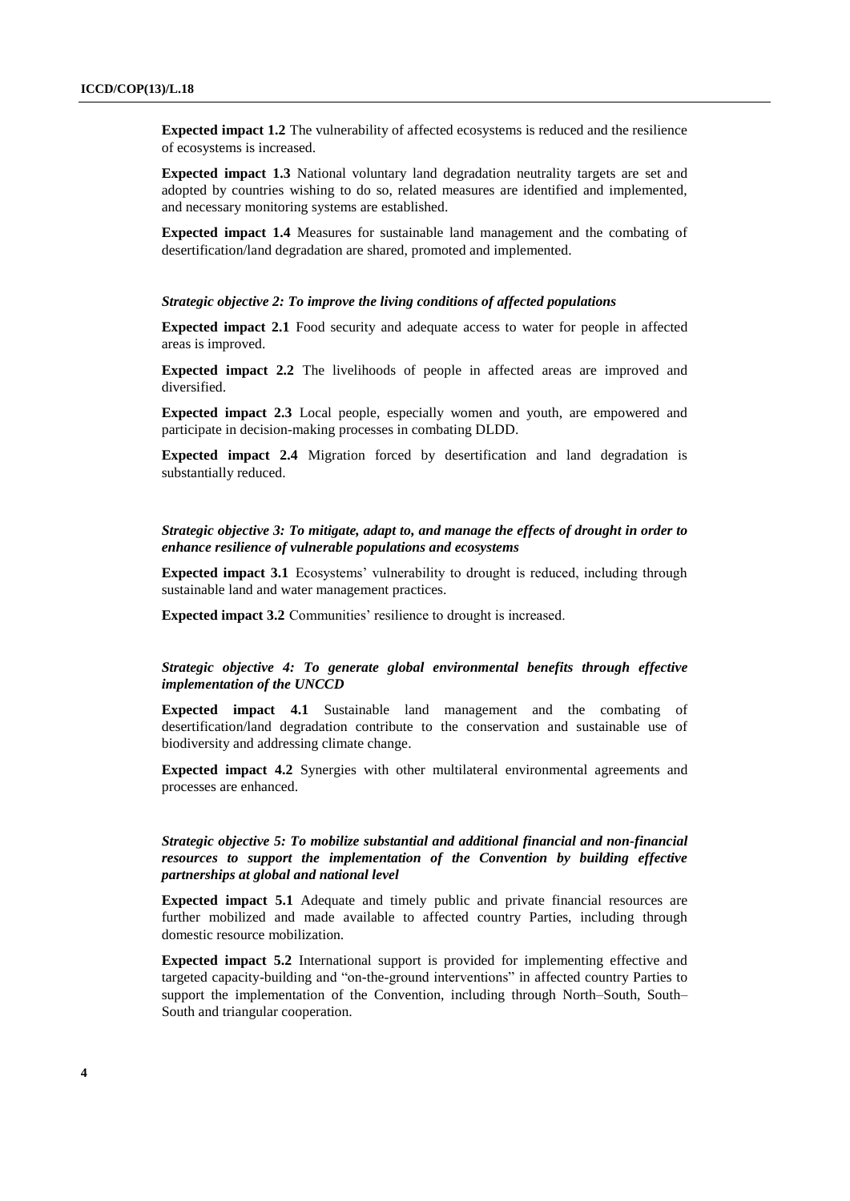**Expected impact 1.2** The vulnerability of affected ecosystems is reduced and the resilience of ecosystems is increased.

**Expected impact 1.3** National voluntary land degradation neutrality targets are set and adopted by countries wishing to do so, related measures are identified and implemented, and necessary monitoring systems are established.

**Expected impact 1.4** Measures for sustainable land management and the combating of desertification/land degradation are shared, promoted and implemented.

***Strategic objective 2: To improve the living conditions of affected populations***

**Expected impact 2.1** Food security and adequate access to water for people in affected areas is improved.

**Expected impact 2.2** The livelihoods of people in affected areas are improved and diversified.

**Expected impact 2.3** Local people, especially women and youth, are empowered and participate in decision-making processes in combating DLDD.

**Expected impact 2.4** Migration forced by desertification and land degradation is substantially reduced.

***Strategic objective 3: To mitigate, adapt to, and manage the effects of drought in order to enhance resilience of vulnerable populations and ecosystems***

**Expected impact 3.1** Ecosystems' vulnerability to drought is reduced, including through sustainable land and water management practices.

**Expected impact 3.2** Communities' resilience to drought is increased.

***Strategic objective 4: To generate global environmental benefits through effective implementation of the UNCCD***

**Expected impact 4.1** Sustainable land management and the combating of desertification/land degradation contribute to the conservation and sustainable use of biodiversity and addressing climate change.

**Expected impact 4.2** Synergies with other multilateral environmental agreements and processes are enhanced.

***Strategic objective 5: To mobilize substantial and additional financial and non-financial resources to support the implementation of the Convention by building effective partnerships at global and national level***

**Expected impact 5.1** Adequate and timely public and private financial resources are further mobilized and made available to affected country Parties, including through domestic resource mobilization.

**Expected impact 5.2** International support is provided for implementing effective and targeted capacity-building and "on-the-ground interventions" in affected country Parties to support the implementation of the Convention, including through North–South, South–South and triangular cooperation.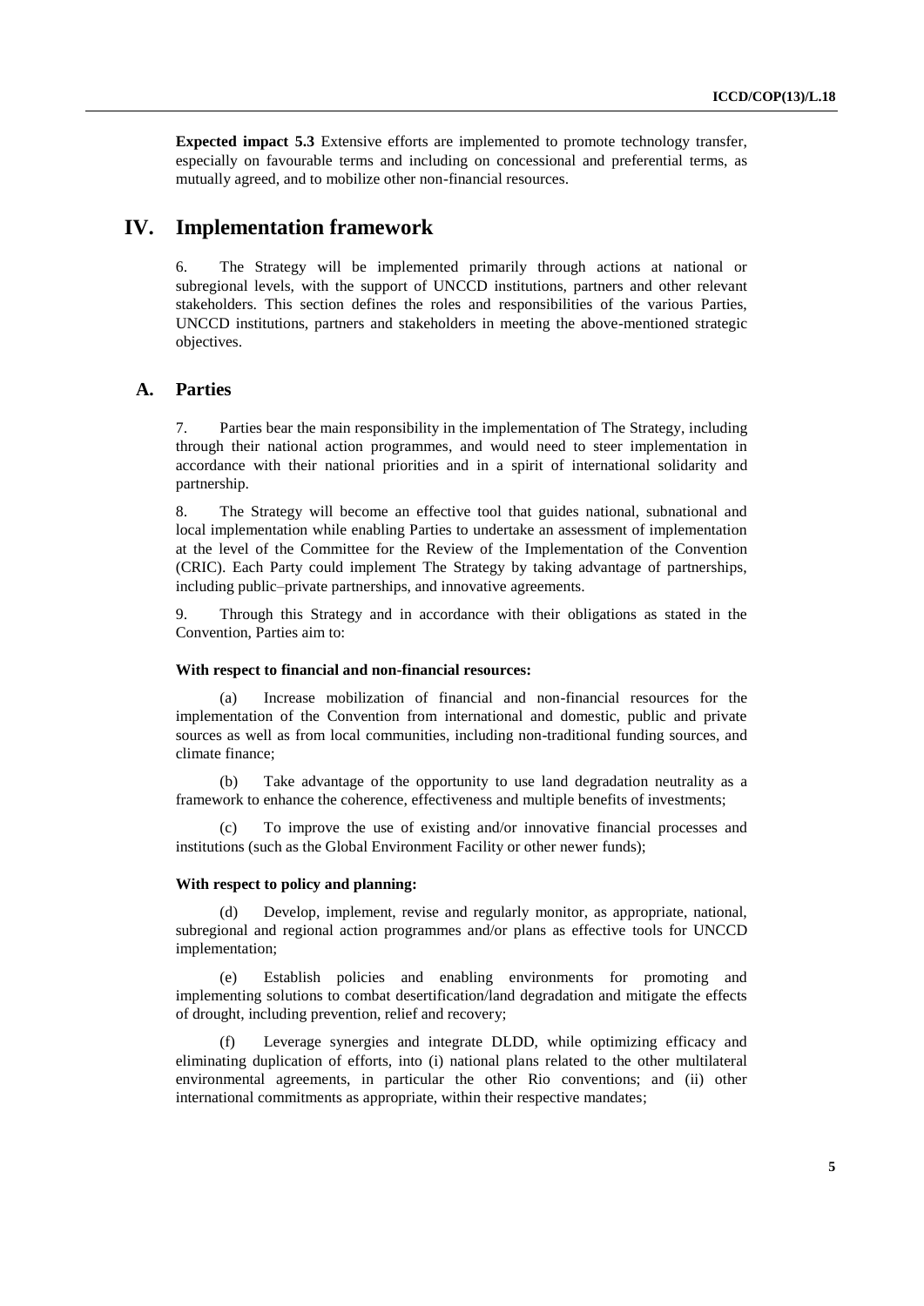**Expected impact 5.3** Extensive efforts are implemented to promote technology transfer, especially on favourable terms and including on concessional and preferential terms, as mutually agreed, and to mobilize other non-financial resources.

# IV. Implementation framework

6. The Strategy will be implemented primarily through actions at national or subregional levels, with the support of UNCCD institutions, partners and other relevant stakeholders. This section defines the roles and responsibilities of the various Parties, UNCCD institutions, partners and stakeholders in meeting the above-mentioned strategic objectives.

## A. Parties

7. Parties bear the main responsibility in the implementation of The Strategy, including through their national action programmes, and would need to steer implementation in accordance with their national priorities and in a spirit of international solidarity and partnership.

8. The Strategy will become an effective tool that guides national, subnational and local implementation while enabling Parties to undertake an assessment of implementation at the level of the Committee for the Review of the Implementation of the Convention (CRIC). Each Party could implement The Strategy by taking advantage of partnerships, including public–private partnerships, and innovative agreements.

9. Through this Strategy and in accordance with their obligations as stated in the Convention, Parties aim to:

**With respect to financial and non-financial resources:**

(a) Increase mobilization of financial and non-financial resources for the implementation of the Convention from international and domestic, public and private sources as well as from local communities, including non-traditional funding sources, and climate finance;

(b) Take advantage of the opportunity to use land degradation neutrality as a framework to enhance the coherence, effectiveness and multiple benefits of investments;

(c) To improve the use of existing and/or innovative financial processes and institutions (such as the Global Environment Facility or other newer funds);

**With respect to policy and planning:**

(d) Develop, implement, revise and regularly monitor, as appropriate, national, subregional and regional action programmes and/or plans as effective tools for UNCCD implementation;

(e) Establish policies and enabling environments for promoting and implementing solutions to combat desertification/land degradation and mitigate the effects of drought, including prevention, relief and recovery;

(f) Leverage synergies and integrate DLDD, while optimizing efficacy and eliminating duplication of efforts, into (i) national plans related to the other multilateral environmental agreements, in particular the other Rio conventions; and (ii) other international commitments as appropriate, within their respective mandates;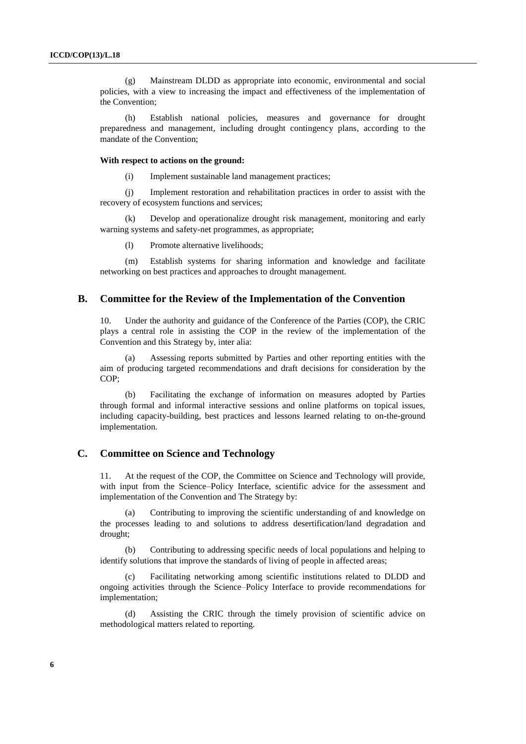(g) Mainstream DLDD as appropriate into economic, environmental and social policies, with a view to increasing the impact and effectiveness of the implementation of the Convention;

(h) Establish national policies, measures and governance for drought preparedness and management, including drought contingency plans, according to the mandate of the Convention;

**With respect to actions on the ground:**

(i) Implement sustainable land management practices;

(j) Implement restoration and rehabilitation practices in order to assist with the recovery of ecosystem functions and services;

(k) Develop and operationalize drought risk management, monitoring and early warning systems and safety-net programmes, as appropriate;

(l) Promote alternative livelihoods;

(m) Establish systems for sharing information and knowledge and facilitate networking on best practices and approaches to drought management.

## B. Committee for the Review of the Implementation of the Convention

10. Under the authority and guidance of the Conference of the Parties (COP), the CRIC plays a central role in assisting the COP in the review of the implementation of the Convention and this Strategy by, inter alia:

(a) Assessing reports submitted by Parties and other reporting entities with the aim of producing targeted recommendations and draft decisions for consideration by the COP;

(b) Facilitating the exchange of information on measures adopted by Parties through formal and informal interactive sessions and online platforms on topical issues, including capacity-building, best practices and lessons learned relating to on-the-ground implementation.

## C. Committee on Science and Technology

11. At the request of the COP, the Committee on Science and Technology will provide, with input from the Science–Policy Interface, scientific advice for the assessment and implementation of the Convention and The Strategy by:

(a) Contributing to improving the scientific understanding of and knowledge on the processes leading to and solutions to address desertification/land degradation and drought;

(b) Contributing to addressing specific needs of local populations and helping to identify solutions that improve the standards of living of people in affected areas;

(c) Facilitating networking among scientific institutions related to DLDD and ongoing activities through the Science–Policy Interface to provide recommendations for implementation;

(d) Assisting the CRIC through the timely provision of scientific advice on methodological matters related to reporting.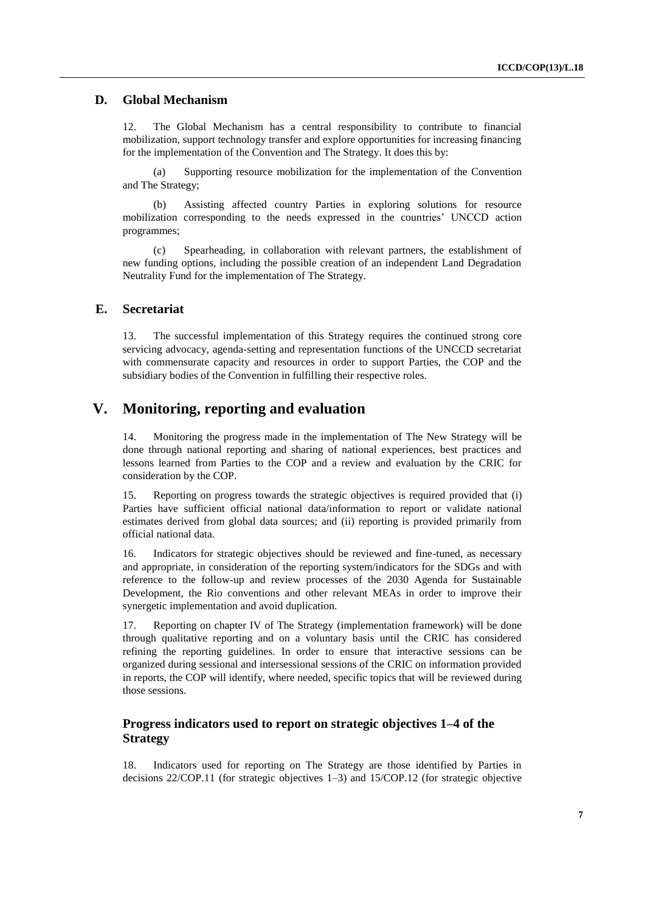## D. Global Mechanism

12. The Global Mechanism has a central responsibility to contribute to financial mobilization, support technology transfer and explore opportunities for increasing financing for the implementation of the Convention and The Strategy. It does this by:

(a) Supporting resource mobilization for the implementation of the Convention and The Strategy;

(b) Assisting affected country Parties in exploring solutions for resource mobilization corresponding to the needs expressed in the countries' UNCCD action programmes;

(c) Spearheading, in collaboration with relevant partners, the establishment of new funding options, including the possible creation of an independent Land Degradation Neutrality Fund for the implementation of The Strategy.

## E. Secretariat

13. The successful implementation of this Strategy requires the continued strong core servicing advocacy, agenda-setting and representation functions of the UNCCD secretariat with commensurate capacity and resources in order to support Parties, the COP and the subsidiary bodies of the Convention in fulfilling their respective roles.

# V. Monitoring, reporting and evaluation

14. Monitoring the progress made in the implementation of The New Strategy will be done through national reporting and sharing of national experiences, best practices and lessons learned from Parties to the COP and a review and evaluation by the CRIC for consideration by the COP.

15. Reporting on progress towards the strategic objectives is required provided that (i) Parties have sufficient official national data/information to report or validate national estimates derived from global data sources; and (ii) reporting is provided primarily from official national data.

16. Indicators for strategic objectives should be reviewed and fine-tuned, as necessary and appropriate, in consideration of the reporting system/indicators for the SDGs and with reference to the follow-up and review processes of the 2030 Agenda for Sustainable Development, the Rio conventions and other relevant MEAs in order to improve their synergetic implementation and avoid duplication.

17. Reporting on chapter IV of The Strategy (implementation framework) will be done through qualitative reporting and on a voluntary basis until the CRIC has considered refining the reporting guidelines. In order to ensure that interactive sessions can be organized during sessional and intersessional sessions of the CRIC on information provided in reports, the COP will identify, where needed, specific topics that will be reviewed during those sessions.

### Progress indicators used to report on strategic objectives 1–4 of the Strategy

18. Indicators used for reporting on The Strategy are those identified by Parties in decisions 22/COP.11 (for strategic objectives 1–3) and 15/COP.12 (for strategic objective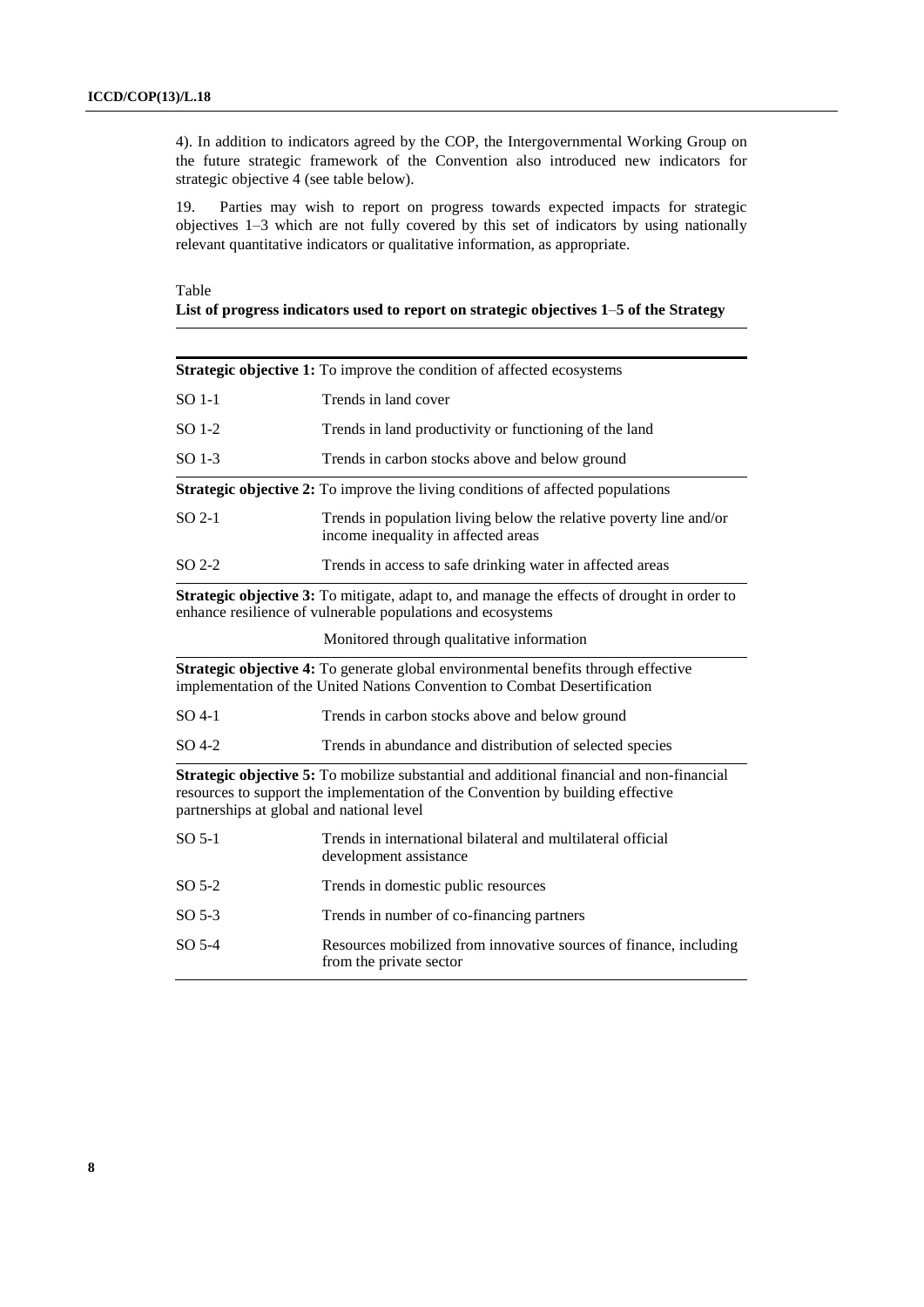4). In addition to indicators agreed by the COP, the Intergovernmental Working Group on the future strategic framework of the Convention also introduced new indicators for strategic objective 4 (see table below).

19. Parties may wish to report on progress towards expected impacts for strategic objectives 1–3 which are not fully covered by this set of indicators by using nationally relevant quantitative indicators or qualitative information, as appropriate.

Table

**List of progress indicators used to report on strategic objectives 1–5 of the Strategy**

| | |
|---|---|
| **Strategic objective 1:** To improve the condition of affected ecosystems | |
| SO 1-1 | Trends in land cover |
| SO 1-2 | Trends in land productivity or functioning of the land |
| SO 1-3 | Trends in carbon stocks above and below ground |
| **Strategic objective 2:** To improve the living conditions of affected populations | |
| SO 2-1 | Trends in population living below the relative poverty line and/or income inequality in affected areas |
| SO 2-2 | Trends in access to safe drinking water in affected areas |
| **Strategic objective 3:** To mitigate, adapt to, and manage the effects of drought in order to enhance resilience of vulnerable populations and ecosystems | |
| | Monitored through qualitative information |
| **Strategic objective 4:** To generate global environmental benefits through effective implementation of the United Nations Convention to Combat Desertification | |
| SO 4-1 | Trends in carbon stocks above and below ground |
| SO 4-2 | Trends in abundance and distribution of selected species |
| **Strategic objective 5:** To mobilize substantial and additional financial and non-financial resources to support the implementation of the Convention by building effective partnerships at global and national level | |
| SO 5-1 | Trends in international bilateral and multilateral official development assistance |
| SO 5-2 | Trends in domestic public resources |
| SO 5-3 | Trends in number of co-financing partners |
| SO 5-4 | Resources mobilized from innovative sources of finance, including from the private sector |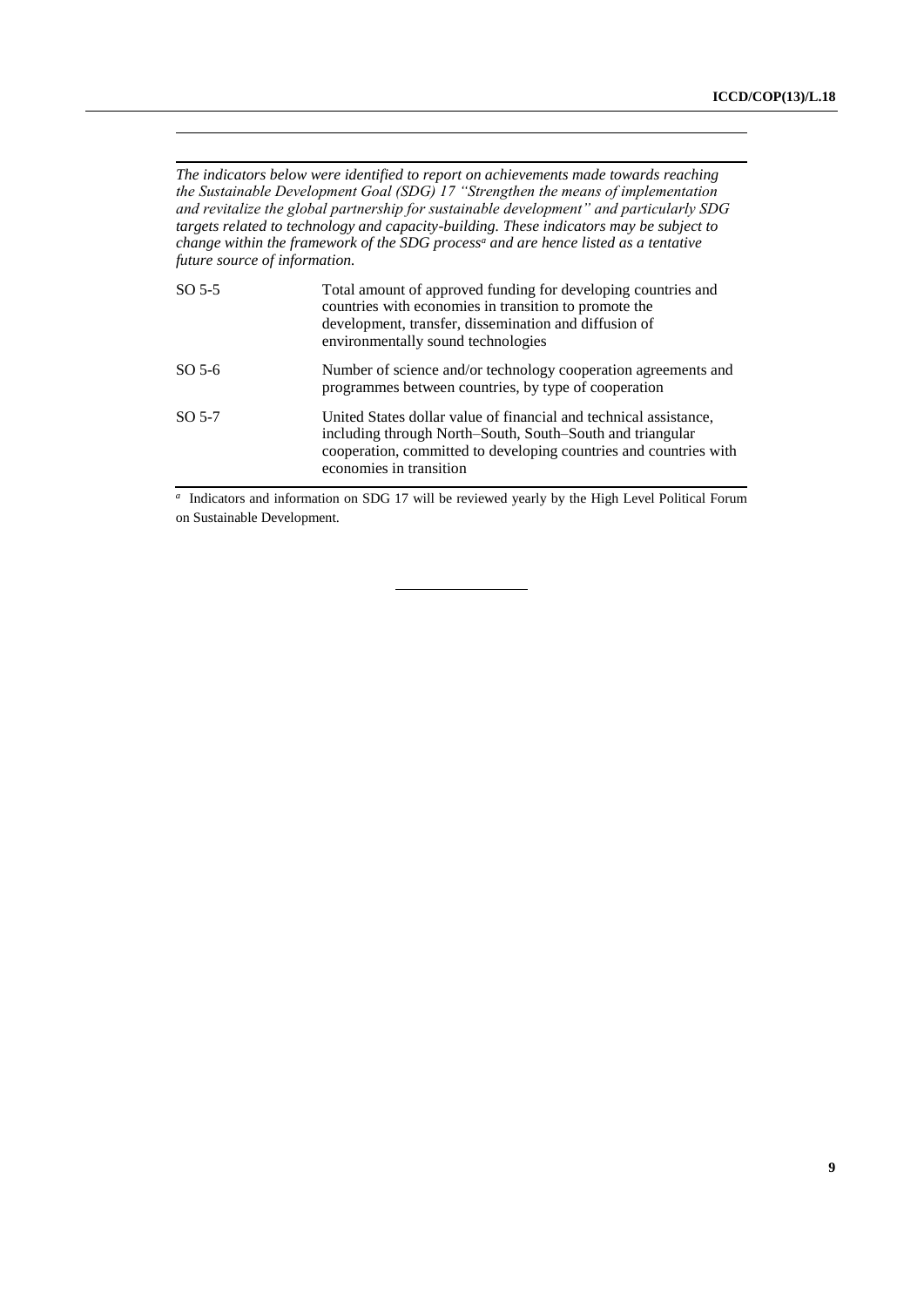*The indicators below were identified to report on achievements made towards reaching the Sustainable Development Goal (SDG) 17 "Strengthen the means of implementation and revitalize the global partnership for sustainable development" and particularly SDG targets related to technology and capacity-building. These indicators may be subject to change within the framework of the SDG process*[a] *and are hence listed as a tentative future source of information.*

| | |
|---|---|
| SO 5-5 | Total amount of approved funding for developing countries and countries with economies in transition to promote the development, transfer, dissemination and diffusion of environmentally sound technologies |
| SO 5-6 | Number of science and/or technology cooperation agreements and programmes between countries, by type of cooperation |
| SO 5-7 | United States dollar value of financial and technical assistance, including through North–South, South–South and triangular cooperation, committed to developing countries and countries with economies in transition |

[a] Indicators and information on SDG 17 will be reviewed yearly by the High Level Political Forum on Sustainable Development.